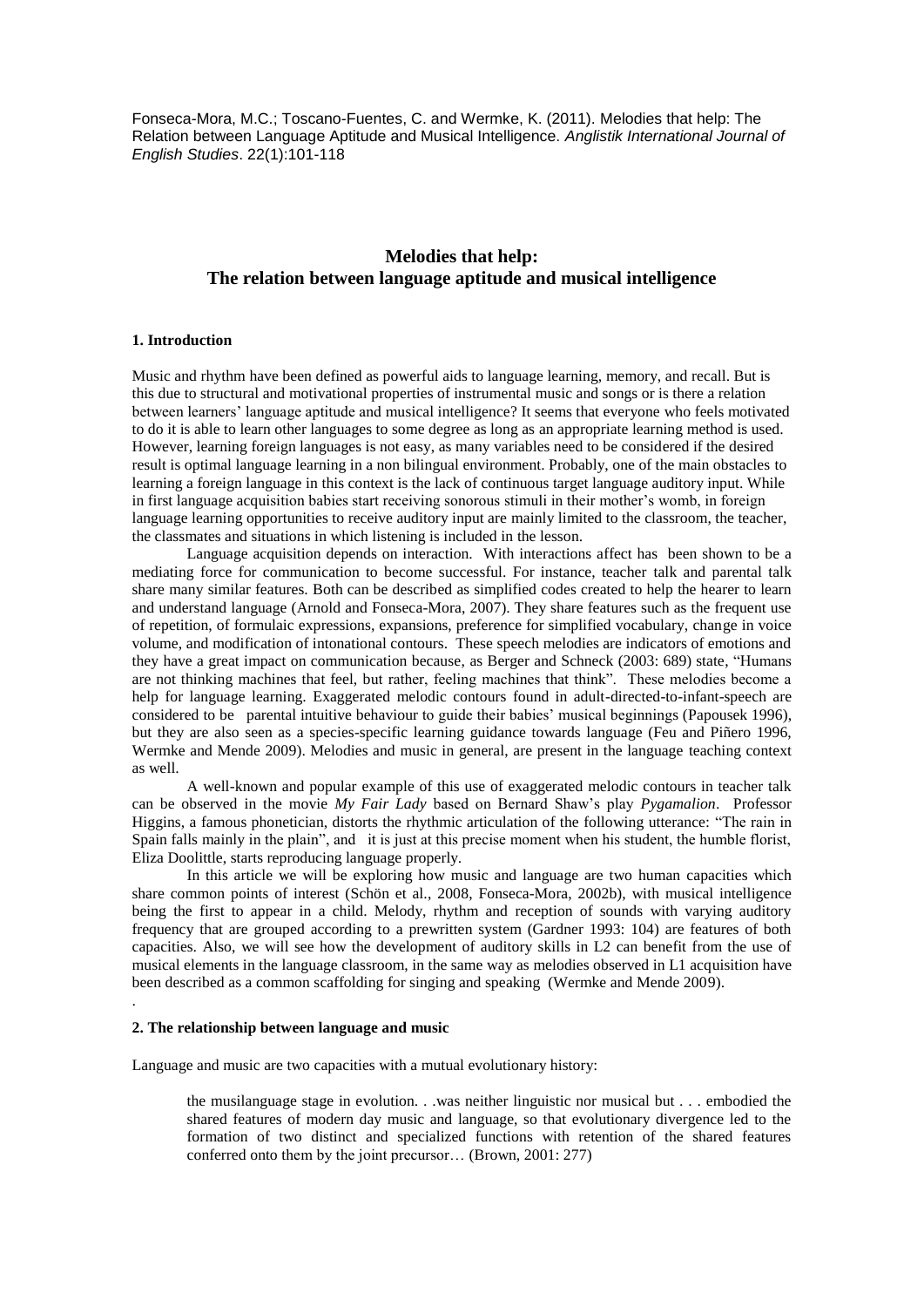Fonseca-Mora, M.C.; Toscano-Fuentes, C. and Wermke, K. (2011). Melodies that help: The Relation between Language Aptitude and Musical Intelligence. *Anglistik International Journal of English Studies*. 22(1):101-118

# Melodies that help: The relation between language aptitude and musical intelligence

## 1. Introduction

Music and rhythm have been defined as powerful aids to language learning, memory, and recall. But is this due to structural and motivational properties of instrumental music and songs or is there a relation between learners' language aptitude and musical intelligence? It seems that everyone who feels motivated to do it is able to learn other languages to some degree as long as an appropriate learning method is used. However, learning foreign languages is not easy, as many variables need to be considered if the desired result is optimal language learning in a non bilingual environment. Probably, one of the main obstacles to learning a foreign language in this context is the lack of continuous target language auditory input. While in first language acquisition babies start receiving sonorous stimuli in their mother's womb, in foreign language learning opportunities to receive auditory input are mainly limited to the classroom, the teacher, the classmates and situations in which listening is included in the lesson.

Language acquisition depends on interaction. With interactions affect has been shown to be a mediating force for communication to become successful. For instance, teacher talk and parental talk share many similar features. Both can be described as simplified codes created to help the hearer to learn and understand language (Arnold and Fonseca-Mora, 2007). They share features such as the frequent use of repetition, of formulaic expressions, expansions, preference for simplified vocabulary, change in voice volume, and modification of intonational contours. These speech melodies are indicators of emotions and they have a great impact on communication because, as Berger and Schneck (2003: 689) state, "Humans are not thinking machines that feel, but rather, feeling machines that think". These melodies become a help for language learning. Exaggerated melodic contours found in adult-directed-to-infant-speech are considered to be parental intuitive behaviour to guide their babies' musical beginnings (Papousek 1996), but they are also seen as a species-specific learning guidance towards language (Feu and Piñero 1996, Wermke and Mende 2009). Melodies and music in general, are present in the language teaching context as well.

A well-known and popular example of this use of exaggerated melodic contours in teacher talk can be observed in the movie *My Fair Lady* based on Bernard Shaw's play *Pygamalion*. Professor Higgins, a famous phonetician, distorts the rhythmic articulation of the following utterance: "The rain in Spain falls mainly in the plain", and it is just at this precise moment when his student, the humble florist, Eliza Doolittle, starts reproducing language properly.

In this article we will be exploring how music and language are two human capacities which share common points of interest (Schön et al., 2008, Fonseca-Mora, 2002b), with musical intelligence being the first to appear in a child. Melody, rhythm and reception of sounds with varying auditory frequency that are grouped according to a prewritten system (Gardner 1993: 104) are features of both capacities. Also, we will see how the development of auditory skills in L2 can benefit from the use of musical elements in the language classroom, in the same way as melodies observed in L1 acquisition have been described as a common scaffolding for singing and speaking (Wermke and Mende 2009).

## 2. The relationship between language and music

Language and music are two capacities with a mutual evolutionary history:

> the musilanguage stage in evolution. . .was neither linguistic nor musical but . . . embodied the shared features of modern day music and language, so that evolutionary divergence led to the formation of two distinct and specialized functions with retention of the shared features conferred onto them by the joint precursor… (Brown, 2001: 277)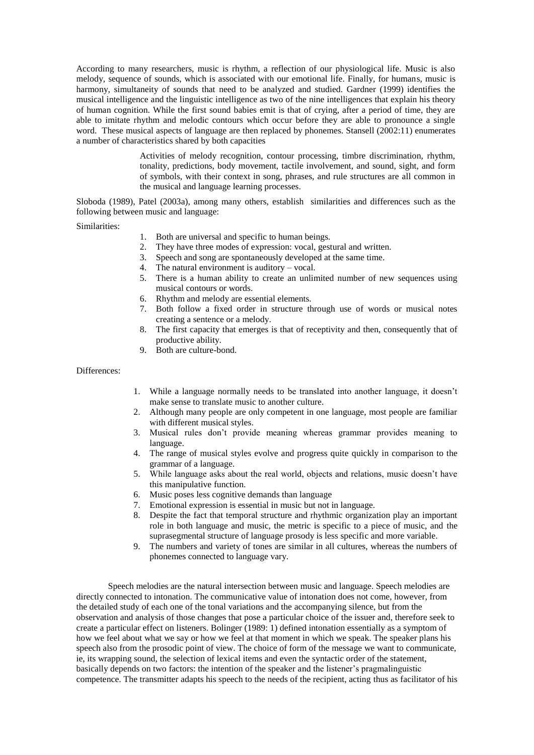According to many researchers, music is rhythm, a reflection of our physiological life. Music is also melody, sequence of sounds, which is associated with our emotional life. Finally, for humans, music is harmony, simultaneity of sounds that need to be analyzed and studied. Gardner (1999) identifies the musical intelligence and the linguistic intelligence as two of the nine intelligences that explain his theory of human cognition. While the first sound babies emit is that of crying, after a period of time, they are able to imitate rhythm and melodic contours which occur before they are able to pronounce a single word. These musical aspects of language are then replaced by phonemes. Stansell (2002:11) enumerates a number of characteristics shared by both capacities

> Activities of melody recognition, contour processing, timbre discrimination, rhythm, tonality, predictions, body movement, tactile involvement, and sound, sight, and form of symbols, with their context in song, phrases, and rule structures are all common in the musical and language learning processes.

Sloboda (1989), Patel (2003a), among many others, establish similarities and differences such as the following between music and language:

Similarities:

1. Both are universal and specific to human beings.
2. They have three modes of expression: vocal, gestural and written.
3. Speech and song are spontaneously developed at the same time.
4. The natural environment is auditory – vocal.
5. There is a human ability to create an unlimited number of new sequences using musical contours or words.
6. Rhythm and melody are essential elements.
7. Both follow a fixed order in structure through use of words or musical notes creating a sentence or a melody.
8. The first capacity that emerges is that of receptivity and then, consequently that of productive ability.
9. Both are culture-bond.

Differences:

1. While a language normally needs to be translated into another language, it doesn't make sense to translate music to another culture.
2. Although many people are only competent in one language, most people are familiar with different musical styles.
3. Musical rules don't provide meaning whereas grammar provides meaning to language.
4. The range of musical styles evolve and progress quite quickly in comparison to the grammar of a language.
5. While language asks about the real world, objects and relations, music doesn't have this manipulative function.
6. Music poses less cognitive demands than language
7. Emotional expression is essential in music but not in language.
8. Despite the fact that temporal structure and rhythmic organization play an important role in both language and music, the metric is specific to a piece of music, and the suprasegmental structure of language prosody is less specific and more variable.
9. The numbers and variety of tones are similar in all cultures, whereas the numbers of phonemes connected to language vary.

Speech melodies are the natural intersection between music and language. Speech melodies are directly connected to intonation. The communicative value of intonation does not come, however, from the detailed study of each one of the tonal variations and the accompanying silence, but from the observation and analysis of those changes that pose a particular choice of the issuer and, therefore seek to create a particular effect on listeners. Bolinger (1989: 1) defined intonation essentially as a symptom of how we feel about what we say or how we feel at that moment in which we speak. The speaker plans his speech also from the prosodic point of view. The choice of form of the message we want to communicate, ie, its wrapping sound, the selection of lexical items and even the syntactic order of the statement, basically depends on two factors: the intention of the speaker and the listener's pragmalinguistic competence. The transmitter adapts his speech to the needs of the recipient, acting thus as facilitator of his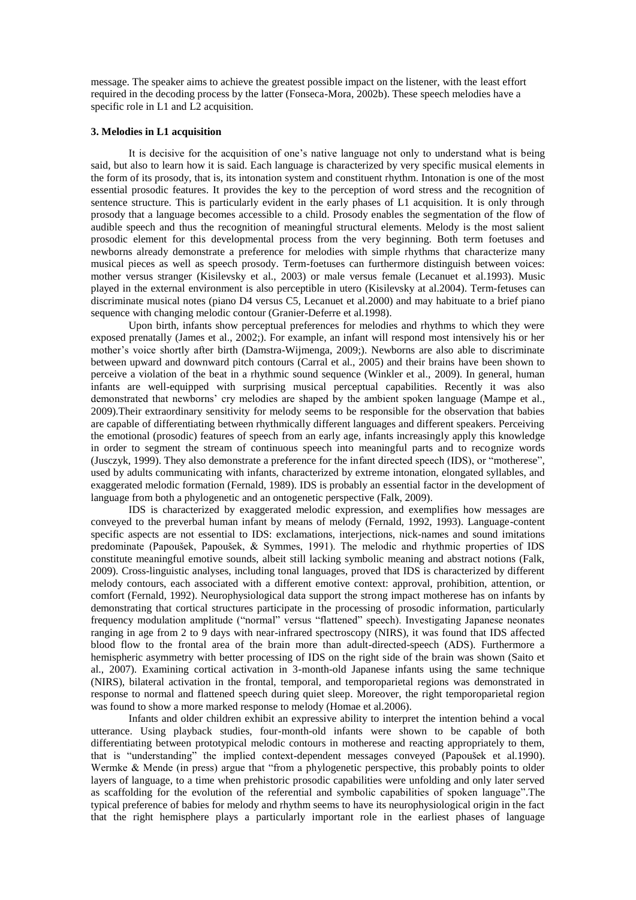message. The speaker aims to achieve the greatest possible impact on the listener, with the least effort required in the decoding process by the latter (Fonseca-Mora, 2002b). These speech melodies have a specific role in L1 and L2 acquisition.

### 3. Melodies in L1 acquisition

It is decisive for the acquisition of one's native language not only to understand what is being said, but also to learn how it is said. Each language is characterized by very specific musical elements in the form of its prosody, that is, its intonation system and constituent rhythm. Intonation is one of the most essential prosodic features. It provides the key to the perception of word stress and the recognition of sentence structure. This is particularly evident in the early phases of L1 acquisition. It is only through prosody that a language becomes accessible to a child. Prosody enables the segmentation of the flow of audible speech and thus the recognition of meaningful structural elements. Melody is the most salient prosodic element for this developmental process from the very beginning. Both term foetuses and newborns already demonstrate a preference for melodies with simple rhythms that characterize many musical pieces as well as speech prosody. Term-foetuses can furthermore distinguish between voices: mother versus stranger (Kisilevsky et al., 2003) or male versus female (Lecanuet et al.1993). Music played in the external environment is also perceptible in utero (Kisilevsky at al.2004). Term-fetuses can discriminate musical notes (piano D4 versus C5, Lecanuet et al.2000) and may habituate to a brief piano sequence with changing melodic contour (Granier-Deferre et al.1998).

Upon birth, infants show perceptual preferences for melodies and rhythms to which they were exposed prenatally (James et al., 2002;). For example, an infant will respond most intensively his or her mother's voice shortly after birth (Damstra-Wijmenga, 2009;). Newborns are also able to discriminate between upward and downward pitch contours (Carral et al., 2005) and their brains have been shown to perceive a violation of the beat in a rhythmic sound sequence (Winkler et al., 2009). In general, human infants are well-equipped with surprising musical perceptual capabilities. Recently it was also demonstrated that newborns' cry melodies are shaped by the ambient spoken language (Mampe et al., 2009).Their extraordinary sensitivity for melody seems to be responsible for the observation that babies are capable of differentiating between rhythmically different languages and different speakers. Perceiving the emotional (prosodic) features of speech from an early age, infants increasingly apply this knowledge in order to segment the stream of continuous speech into meaningful parts and to recognize words (Jusczyk, 1999). They also demonstrate a preference for the infant directed speech (IDS), or "motherese", used by adults communicating with infants, characterized by extreme intonation, elongated syllables, and exaggerated melodic formation (Fernald, 1989). IDS is probably an essential factor in the development of language from both a phylogenetic and an ontogenetic perspective (Falk, 2009).

IDS is characterized by exaggerated melodic expression, and exemplifies how messages are conveyed to the preverbal human infant by means of melody (Fernald, 1992, 1993). Language-content specific aspects are not essential to IDS: exclamations, interjections, nick-names and sound imitations predominate (Papoušek, Papoušek, & Symmes, 1991). The melodic and rhythmic properties of IDS constitute meaningful emotive sounds, albeit still lacking symbolic meaning and abstract notions (Falk, 2009). Cross-linguistic analyses, including tonal languages, proved that IDS is characterized by different melody contours, each associated with a different emotive context: approval, prohibition, attention, or comfort (Fernald, 1992). Neurophysiological data support the strong impact motherese has on infants by demonstrating that cortical structures participate in the processing of prosodic information, particularly frequency modulation amplitude ("normal" versus "flattened" speech). Investigating Japanese neonates ranging in age from 2 to 9 days with near-infrared spectroscopy (NIRS), it was found that IDS affected blood flow to the frontal area of the brain more than adult-directed-speech (ADS). Furthermore a hemispheric asymmetry with better processing of IDS on the right side of the brain was shown (Saito et al., 2007). Examining cortical activation in 3-month-old Japanese infants using the same technique (NIRS), bilateral activation in the frontal, temporal, and temporoparietal regions was demonstrated in response to normal and flattened speech during quiet sleep. Moreover, the right temporoparietal region was found to show a more marked response to melody (Homae et al.2006).

Infants and older children exhibit an expressive ability to interpret the intention behind a vocal utterance. Using playback studies, four-month-old infants were shown to be capable of both differentiating between prototypical melodic contours in motherese and reacting appropriately to them, that is "understanding" the implied context-dependent messages conveyed (Papoušek et al.1990). Wermke & Mende (in press) argue that "from a phylogenetic perspective, this probably points to older layers of language, to a time when prehistoric prosodic capabilities were unfolding and only later served as scaffolding for the evolution of the referential and symbolic capabilities of spoken language".The typical preference of babies for melody and rhythm seems to have its neurophysiological origin in the fact that the right hemisphere plays a particularly important role in the earliest phases of language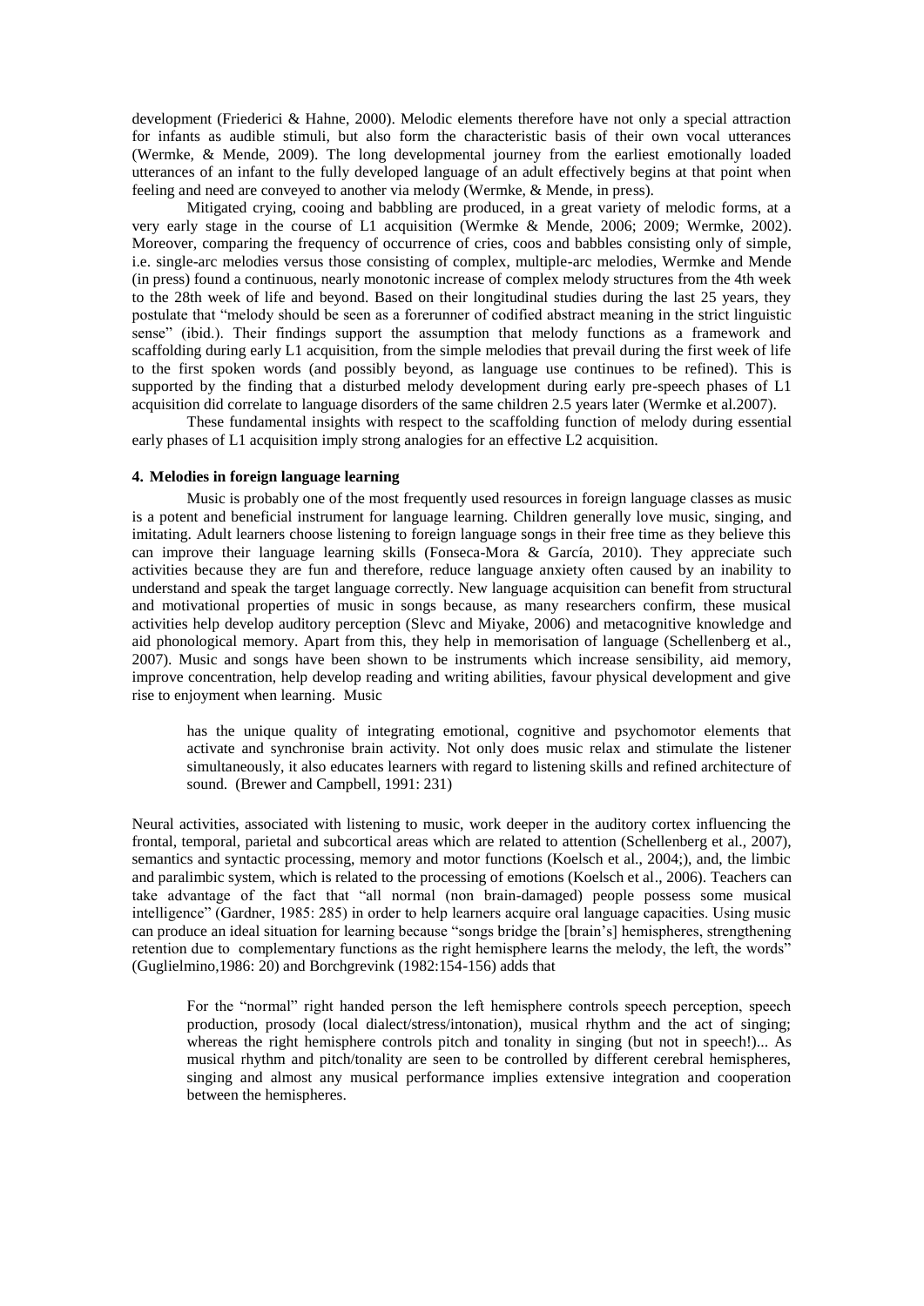development (Friederici & Hahne, 2000). Melodic elements therefore have not only a special attraction for infants as audible stimuli, but also form the characteristic basis of their own vocal utterances (Wermke, & Mende, 2009). The long developmental journey from the earliest emotionally loaded utterances of an infant to the fully developed language of an adult effectively begins at that point when feeling and need are conveyed to another via melody (Wermke, & Mende, in press).

Mitigated crying, cooing and babbling are produced, in a great variety of melodic forms, at a very early stage in the course of L1 acquisition (Wermke & Mende, 2006; 2009; Wermke, 2002). Moreover, comparing the frequency of occurrence of cries, coos and babbles consisting only of simple, i.e. single-arc melodies versus those consisting of complex, multiple-arc melodies, Wermke and Mende (in press) found a continuous, nearly monotonic increase of complex melody structures from the 4th week to the 28th week of life and beyond. Based on their longitudinal studies during the last 25 years, they postulate that "melody should be seen as a forerunner of codified abstract meaning in the strict linguistic sense" (ibid.). Their findings support the assumption that melody functions as a framework and scaffolding during early L1 acquisition, from the simple melodies that prevail during the first week of life to the first spoken words (and possibly beyond, as language use continues to be refined). This is supported by the finding that a disturbed melody development during early pre-speech phases of L1 acquisition did correlate to language disorders of the same children 2.5 years later (Wermke et al.2007).

These fundamental insights with respect to the scaffolding function of melody during essential early phases of L1 acquisition imply strong analogies for an effective L2 acquisition.

#### 4. Melodies in foreign language learning

Music is probably one of the most frequently used resources in foreign language classes as music is a potent and beneficial instrument for language learning. Children generally love music, singing, and imitating. Adult learners choose listening to foreign language songs in their free time as they believe this can improve their language learning skills (Fonseca-Mora & García, 2010). They appreciate such activities because they are fun and therefore, reduce language anxiety often caused by an inability to understand and speak the target language correctly. New language acquisition can benefit from structural and motivational properties of music in songs because, as many researchers confirm, these musical activities help develop auditory perception (Slevc and Miyake, 2006) and metacognitive knowledge and aid phonological memory. Apart from this, they help in memorisation of language (Schellenberg et al., 2007). Music and songs have been shown to be instruments which increase sensibility, aid memory, improve concentration, help develop reading and writing abilities, favour physical development and give rise to enjoyment when learning. Music

> has the unique quality of integrating emotional, cognitive and psychomotor elements that activate and synchronise brain activity. Not only does music relax and stimulate the listener simultaneously, it also educates learners with regard to listening skills and refined architecture of sound. (Brewer and Campbell, 1991: 231)

Neural activities, associated with listening to music, work deeper in the auditory cortex influencing the frontal, temporal, parietal and subcortical areas which are related to attention (Schellenberg et al., 2007), semantics and syntactic processing, memory and motor functions (Koelsch et al., 2004;), and, the limbic and paralimbic system, which is related to the processing of emotions (Koelsch et al., 2006). Teachers can take advantage of the fact that "all normal (non brain-damaged) people possess some musical intelligence" (Gardner, 1985: 285) in order to help learners acquire oral language capacities. Using music can produce an ideal situation for learning because "songs bridge the [brain's] hemispheres, strengthening retention due to complementary functions as the right hemisphere learns the melody, the left, the words" (Guglielmino,1986: 20) and Borchgrevink (1982:154-156) adds that

> For the "normal" right handed person the left hemisphere controls speech perception, speech production, prosody (local dialect/stress/intonation), musical rhythm and the act of singing; whereas the right hemisphere controls pitch and tonality in singing (but not in speech!)... As musical rhythm and pitch/tonality are seen to be controlled by different cerebral hemispheres, singing and almost any musical performance implies extensive integration and cooperation between the hemispheres.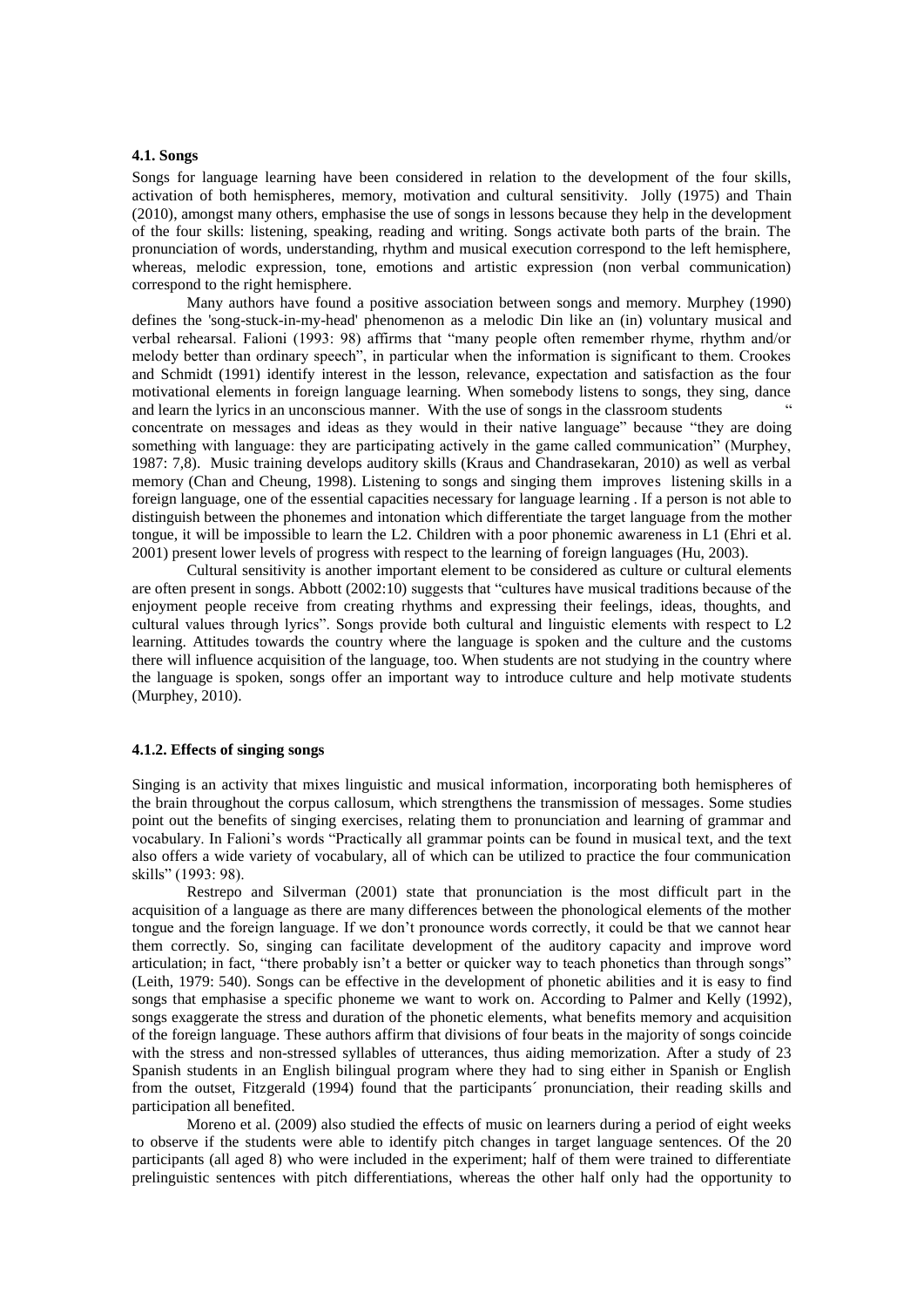### 4.1. Songs

Songs for language learning have been considered in relation to the development of the four skills, activation of both hemispheres, memory, motivation and cultural sensitivity. Jolly (1975) and Thain (2010), amongst many others, emphasise the use of songs in lessons because they help in the development of the four skills: listening, speaking, reading and writing. Songs activate both parts of the brain. The pronunciation of words, understanding, rhythm and musical execution correspond to the left hemisphere, whereas, melodic expression, tone, emotions and artistic expression (non verbal communication) correspond to the right hemisphere.

Many authors have found a positive association between songs and memory. Murphey (1990) defines the 'song-stuck-in-my-head' phenomenon as a melodic Din like an (in) voluntary musical and verbal rehearsal. Falioni (1993: 98) affirms that "many people often remember rhyme, rhythm and/or melody better than ordinary speech", in particular when the information is significant to them. Crookes and Schmidt (1991) identify interest in the lesson, relevance, expectation and satisfaction as the four motivational elements in foreign language learning. When somebody listens to songs, they sing, dance and learn the lyrics in an unconscious manner. With the use of songs in the classroom students " concentrate on messages and ideas as they would in their native language" because "they are doing something with language: they are participating actively in the game called communication" (Murphey, 1987: 7,8). Music training develops auditory skills (Kraus and Chandrasekaran, 2010) as well as verbal memory (Chan and Cheung, 1998). Listening to songs and singing them improves listening skills in a foreign language, one of the essential capacities necessary for language learning . If a person is not able to distinguish between the phonemes and intonation which differentiate the target language from the mother tongue, it will be impossible to learn the L2. Children with a poor phonemic awareness in L1 (Ehri et al. 2001) present lower levels of progress with respect to the learning of foreign languages (Hu, 2003).

Cultural sensitivity is another important element to be considered as culture or cultural elements are often present in songs. Abbott (2002:10) suggests that "cultures have musical traditions because of the enjoyment people receive from creating rhythms and expressing their feelings, ideas, thoughts, and cultural values through lyrics". Songs provide both cultural and linguistic elements with respect to L2 learning. Attitudes towards the country where the language is spoken and the culture and the customs there will influence acquisition of the language, too. When students are not studying in the country where the language is spoken, songs offer an important way to introduce culture and help motivate students (Murphey, 2010).

#### 4.1.2. Effects of singing songs

Singing is an activity that mixes linguistic and musical information, incorporating both hemispheres of the brain throughout the corpus callosum, which strengthens the transmission of messages. Some studies point out the benefits of singing exercises, relating them to pronunciation and learning of grammar and vocabulary. In Falioni's words "Practically all grammar points can be found in musical text, and the text also offers a wide variety of vocabulary, all of which can be utilized to practice the four communication skills" (1993: 98).

Restrepo and Silverman (2001) state that pronunciation is the most difficult part in the acquisition of a language as there are many differences between the phonological elements of the mother tongue and the foreign language. If we don't pronounce words correctly, it could be that we cannot hear them correctly. So, singing can facilitate development of the auditory capacity and improve word articulation; in fact, "there probably isn't a better or quicker way to teach phonetics than through songs" (Leith, 1979: 540). Songs can be effective in the development of phonetic abilities and it is easy to find songs that emphasise a specific phoneme we want to work on. According to Palmer and Kelly (1992), songs exaggerate the stress and duration of the phonetic elements, what benefits memory and acquisition of the foreign language. These authors affirm that divisions of four beats in the majority of songs coincide with the stress and non-stressed syllables of utterances, thus aiding memorization. After a study of 23 Spanish students in an English bilingual program where they had to sing either in Spanish or English from the outset, Fitzgerald (1994) found that the participants´ pronunciation, their reading skills and participation all benefited.

Moreno et al. (2009) also studied the effects of music on learners during a period of eight weeks to observe if the students were able to identify pitch changes in target language sentences. Of the 20 participants (all aged 8) who were included in the experiment; half of them were trained to differentiate prelinguistic sentences with pitch differentiations, whereas the other half only had the opportunity to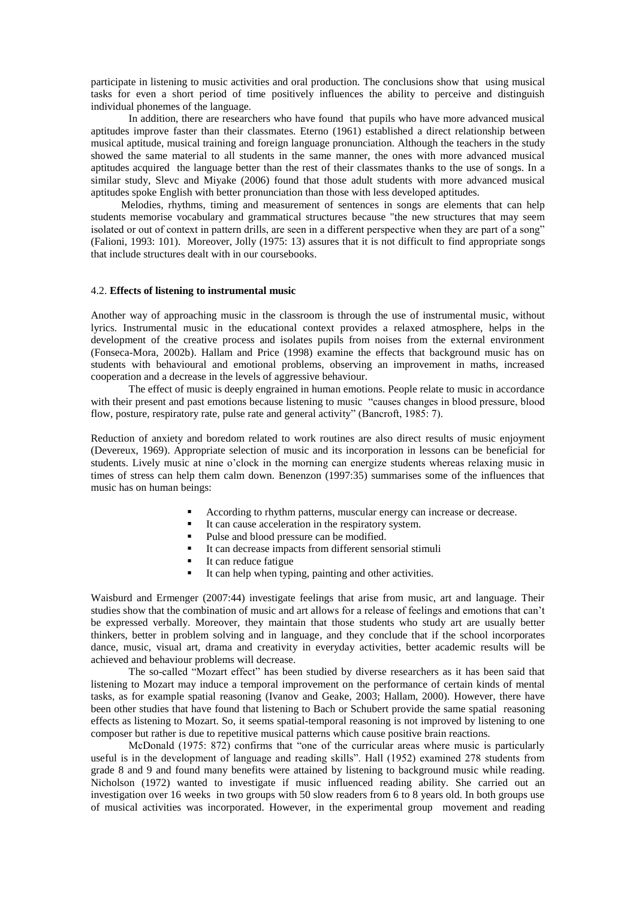participate in listening to music activities and oral production. The conclusions show that using musical tasks for even a short period of time positively influences the ability to perceive and distinguish individual phonemes of the language.

In addition, there are researchers who have found that pupils who have more advanced musical aptitudes improve faster than their classmates. Eterno (1961) established a direct relationship between musical aptitude, musical training and foreign language pronunciation. Although the teachers in the study showed the same material to all students in the same manner, the ones with more advanced musical aptitudes acquired the language better than the rest of their classmates thanks to the use of songs. In a similar study, Slevc and Miyake (2006) found that those adult students with more advanced musical aptitudes spoke English with better pronunciation than those with less developed aptitudes.

Melodies, rhythms, timing and measurement of sentences in songs are elements that can help students memorise vocabulary and grammatical structures because "the new structures that may seem isolated or out of context in pattern drills, are seen in a different perspective when they are part of a song" (Falioni, 1993: 101). Moreover, Jolly (1975: 13) assures that it is not difficult to find appropriate songs that include structures dealt with in our coursebooks.

### 4.2. **Effects of listening to instrumental music**

Another way of approaching music in the classroom is through the use of instrumental music, without lyrics. Instrumental music in the educational context provides a relaxed atmosphere, helps in the development of the creative process and isolates pupils from noises from the external environment (Fonseca-Mora, 2002b). Hallam and Price (1998) examine the effects that background music has on students with behavioural and emotional problems, observing an improvement in maths, increased cooperation and a decrease in the levels of aggressive behaviour.

The effect of music is deeply engrained in human emotions. People relate to music in accordance with their present and past emotions because listening to music "causes changes in blood pressure, blood flow, posture, respiratory rate, pulse rate and general activity" (Bancroft, 1985: 7).

Reduction of anxiety and boredom related to work routines are also direct results of music enjoyment (Devereux, 1969). Appropriate selection of music and its incorporation in lessons can be beneficial for students. Lively music at nine o'clock in the morning can energize students whereas relaxing music in times of stress can help them calm down. Benenzon (1997:35) summarises some of the influences that music has on human beings:

- According to rhythm patterns, muscular energy can increase or decrease.
- It can cause acceleration in the respiratory system.
- Pulse and blood pressure can be modified.
- It can decrease impacts from different sensorial stimuli
- It can reduce fatigue
- It can help when typing, painting and other activities.

Waisburd and Ermenger (2007:44) investigate feelings that arise from music, art and language. Their studies show that the combination of music and art allows for a release of feelings and emotions that can't be expressed verbally. Moreover, they maintain that those students who study art are usually better thinkers, better in problem solving and in language, and they conclude that if the school incorporates dance, music, visual art, drama and creativity in everyday activities, better academic results will be achieved and behaviour problems will decrease.

The so-called "Mozart effect" has been studied by diverse researchers as it has been said that listening to Mozart may induce a temporal improvement on the performance of certain kinds of mental tasks, as for example spatial reasoning (Ivanov and Geake, 2003; Hallam, 2000). However, there have been other studies that have found that listening to Bach or Schubert provide the same spatial reasoning effects as listening to Mozart. So, it seems spatial-temporal reasoning is not improved by listening to one composer but rather is due to repetitive musical patterns which cause positive brain reactions.

McDonald (1975: 872) confirms that "one of the curricular areas where music is particularly useful is in the development of language and reading skills". Hall (1952) examined 278 students from grade 8 and 9 and found many benefits were attained by listening to background music while reading. Nicholson (1972) wanted to investigate if music influenced reading ability. She carried out an investigation over 16 weeks in two groups with 50 slow readers from 6 to 8 years old. In both groups use of musical activities was incorporated. However, in the experimental group movement and reading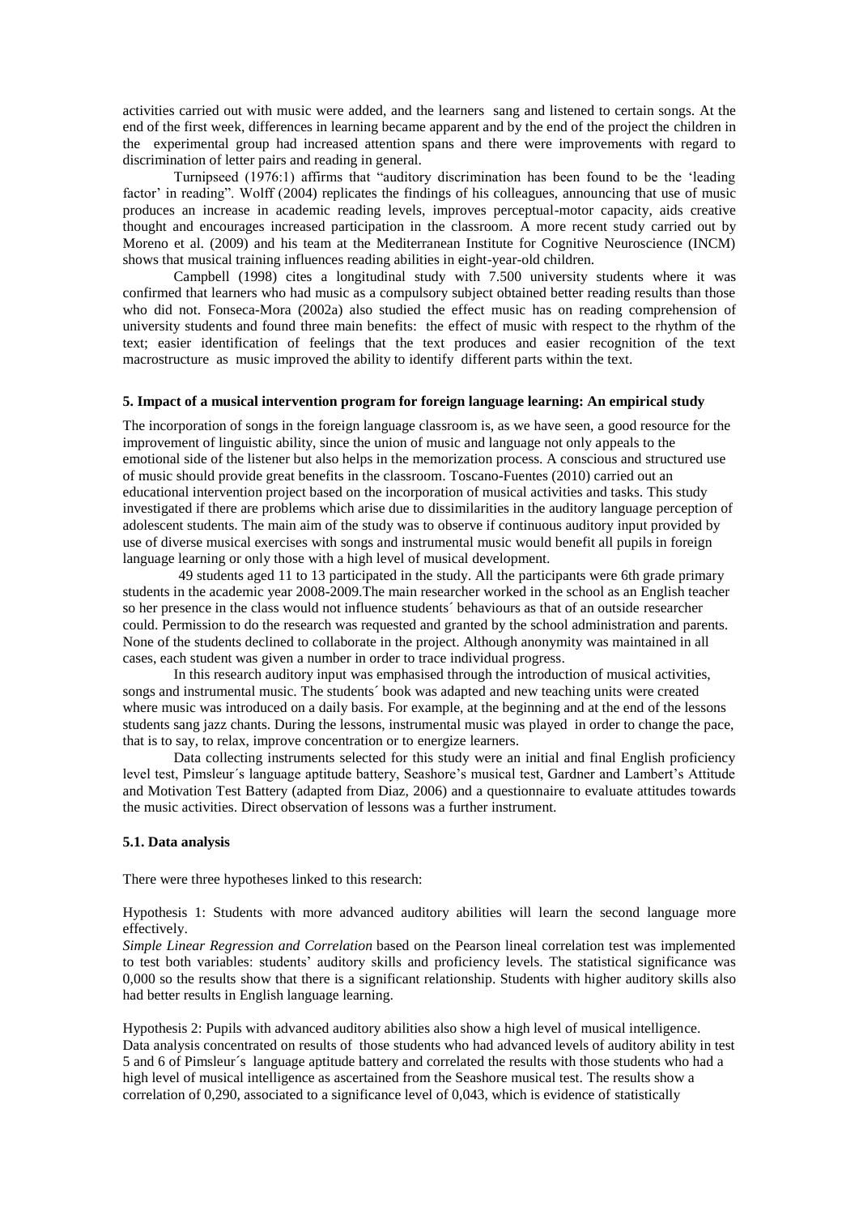activities carried out with music were added, and the learners sang and listened to certain songs. At the end of the first week, differences in learning became apparent and by the end of the project the children in the experimental group had increased attention spans and there were improvements with regard to discrimination of letter pairs and reading in general.

Turnipseed (1976:1) affirms that "auditory discrimination has been found to be the 'leading factor' in reading". Wolff (2004) replicates the findings of his colleagues, announcing that use of music produces an increase in academic reading levels, improves perceptual-motor capacity, aids creative thought and encourages increased participation in the classroom. A more recent study carried out by Moreno et al. (2009) and his team at the Mediterranean Institute for Cognitive Neuroscience (INCM) shows that musical training influences reading abilities in eight-year-old children.

Campbell (1998) cites a longitudinal study with 7.500 university students where it was confirmed that learners who had music as a compulsory subject obtained better reading results than those who did not. Fonseca-Mora (2002a) also studied the effect music has on reading comprehension of university students and found three main benefits: the effect of music with respect to the rhythm of the text; easier identification of feelings that the text produces and easier recognition of the text macrostructure as music improved the ability to identify different parts within the text.

## 5. Impact of a musical intervention program for foreign language learning: An empirical study

The incorporation of songs in the foreign language classroom is, as we have seen, a good resource for the improvement of linguistic ability, since the union of music and language not only appeals to the emotional side of the listener but also helps in the memorization process. A conscious and structured use of music should provide great benefits in the classroom. Toscano-Fuentes (2010) carried out an educational intervention project based on the incorporation of musical activities and tasks. This study investigated if there are problems which arise due to dissimilarities in the auditory language perception of adolescent students. The main aim of the study was to observe if continuous auditory input provided by use of diverse musical exercises with songs and instrumental music would benefit all pupils in foreign language learning or only those with a high level of musical development.

49 students aged 11 to 13 participated in the study. All the participants were 6th grade primary students in the academic year 2008-2009.The main researcher worked in the school as an English teacher so her presence in the class would not influence students´ behaviours as that of an outside researcher could. Permission to do the research was requested and granted by the school administration and parents. None of the students declined to collaborate in the project. Although anonymity was maintained in all cases, each student was given a number in order to trace individual progress.

In this research auditory input was emphasised through the introduction of musical activities, songs and instrumental music. The students´ book was adapted and new teaching units were created where music was introduced on a daily basis. For example, at the beginning and at the end of the lessons students sang jazz chants. During the lessons, instrumental music was played in order to change the pace, that is to say, to relax, improve concentration or to energize learners.

Data collecting instruments selected for this study were an initial and final English proficiency level test, Pimsleur´s language aptitude battery, Seashore's musical test, Gardner and Lambert's Attitude and Motivation Test Battery (adapted from Diaz, 2006) and a questionnaire to evaluate attitudes towards the music activities. Direct observation of lessons was a further instrument.

### 5.1. Data analysis

There were three hypotheses linked to this research:

Hypothesis 1: Students with more advanced auditory abilities will learn the second language more effectively.
*Simple Linear Regression and Correlation* based on the Pearson lineal correlation test was implemented to test both variables: students' auditory skills and proficiency levels. The statistical significance was 0,000 so the results show that there is a significant relationship. Students with higher auditory skills also had better results in English language learning.

Hypothesis 2: Pupils with advanced auditory abilities also show a high level of musical intelligence.
Data analysis concentrated on results of those students who had advanced levels of auditory ability in test 5 and 6 of Pimsleur´s language aptitude battery and correlated the results with those students who had a high level of musical intelligence as ascertained from the Seashore musical test. The results show a correlation of 0,290, associated to a significance level of 0,043, which is evidence of statistically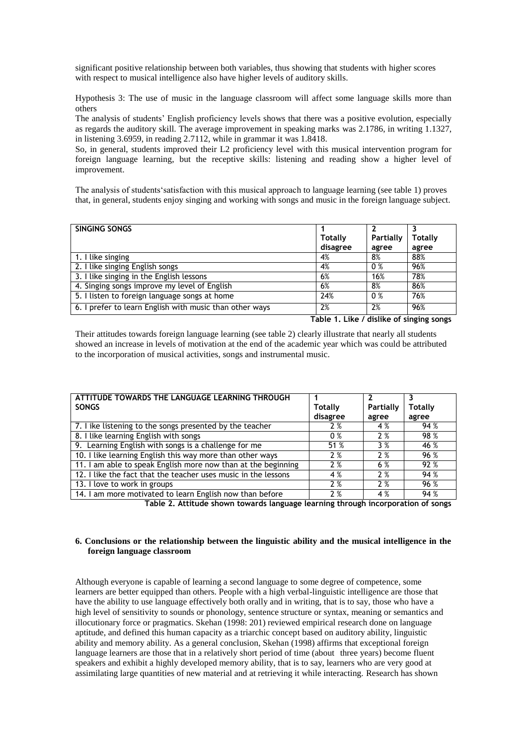significant positive relationship between both variables, thus showing that students with higher scores with respect to musical intelligence also have higher levels of auditory skills.

Hypothesis 3: The use of music in the language classroom will affect some language skills more than others

The analysis of students' English proficiency levels shows that there was a positive evolution, especially as regards the auditory skill. The average improvement in speaking marks was 2.1786, in writing 1.1327, in listening 3.6959, in reading 2.7112, while in grammar it was 1.8418.

So, in general, students improved their L2 proficiency level with this musical intervention program for foreign language learning, but the receptive skills: listening and reading show a higher level of improvement.

The analysis of students'satisfaction with this musical approach to language learning (see table 1) proves that, in general, students enjoy singing and working with songs and music in the foreign language subject.

| **SINGING SONGS** | **1 Totally disagree** | **2 Partially agree** | **3 Totally agree** |
|---|---|---|---|
| 1. I like singing | 4% | 8% | 88% |
| 2. I like singing English songs | 4% | 0 % | 96% |
| 3. I like singing in the English lessons | 6% | 16% | 78% |
| 4. Singing songs improve my level of English | 6% | 8% | 86% |
| 5. I listen to foreign language songs at home | 24% | 0 % | 76% |
| 6. I prefer to learn English with music than other ways | 2% | 2% | 96% |

**Table 1. Like / dislike of singing songs**

Their attitudes towards foreign language learning (see table 2) clearly illustrate that nearly all students showed an increase in levels of motivation at the end of the academic year which was could be attributed to the incorporation of musical activities, songs and instrumental music.

| **ATTITUDE TOWARDS THE LANGUAGE LEARNING THROUGH SONGS** | **1 Totally disagree** | **2 Partially agree** | **3 Totally agree** |
|---|---|---|---|
| 7. I ike listening to the songs presented by the teacher | 2 % | 4 % | 94 % |
| 8. I like learning English with songs | 0 % | 2 % | 98 % |
| 9. Learning English with songs is a challenge for me | 51 % | 3 % | 46 % |
| 10. I like learning English this way more than other ways | 2 % | 2 % | 96 % |
| 11. I am able to speak English more now than at the beginning | 2 % | 6 % | 92 % |
| 12. I like the fact that the teacher uses music in the lessons | 4 % | 2 % | 94 % |
| 13. I love to work in groups | 2 % | 2 % | 96 % |
| 14. I am more motivated to learn English now than before | 2 % | 4 % | 94 % |

**Table 2. Attitude shown towards language learning through incorporation of songs**

## 6. Conclusions or the relationship between the linguistic ability and the musical intelligence in the foreign language classroom

Although everyone is capable of learning a second language to some degree of competence, some learners are better equipped than others. People with a high verbal-linguistic intelligence are those that have the ability to use language effectively both orally and in writing, that is to say, those who have a high level of sensitivity to sounds or phonology, sentence structure or syntax, meaning or semantics and illocutionary force or pragmatics. Skehan (1998: 201) reviewed empirical research done on language aptitude, and defined this human capacity as a triarchic concept based on auditory ability, linguistic ability and memory ability. As a general conclusion, Skehan (1998) affirms that exceptional foreign language learners are those that in a relatively short period of time (about three years) become fluent speakers and exhibit a highly developed memory ability, that is to say, learners who are very good at assimilating large quantities of new material and at retrieving it while interacting. Research has shown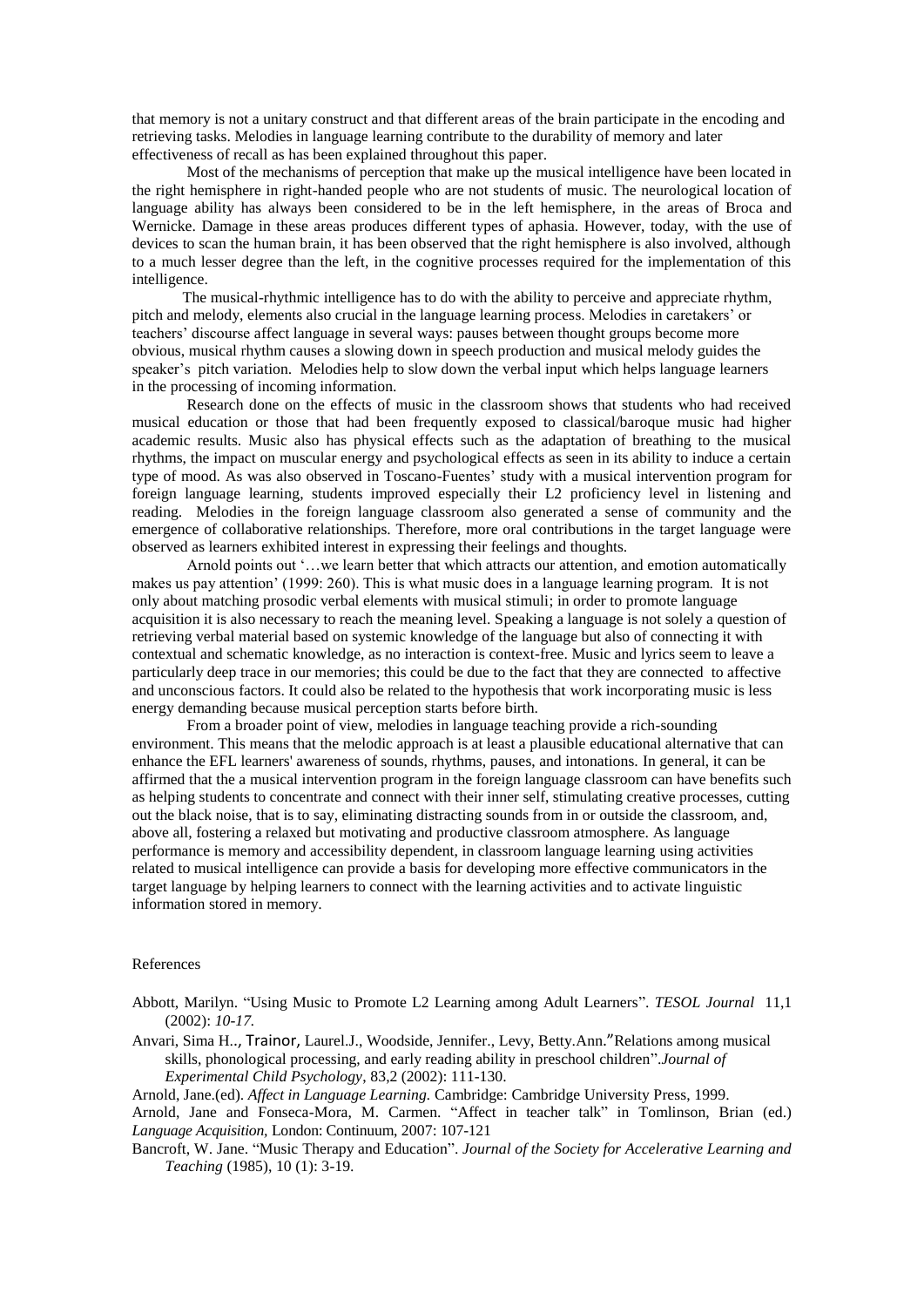that memory is not a unitary construct and that different areas of the brain participate in the encoding and retrieving tasks. Melodies in language learning contribute to the durability of memory and later effectiveness of recall as has been explained throughout this paper.

Most of the mechanisms of perception that make up the musical intelligence have been located in the right hemisphere in right-handed people who are not students of music. The neurological location of language ability has always been considered to be in the left hemisphere, in the areas of Broca and Wernicke. Damage in these areas produces different types of aphasia. However, today, with the use of devices to scan the human brain, it has been observed that the right hemisphere is also involved, although to a much lesser degree than the left, in the cognitive processes required for the implementation of this intelligence.

The musical-rhythmic intelligence has to do with the ability to perceive and appreciate rhythm, pitch and melody, elements also crucial in the language learning process. Melodies in caretakers' or teachers' discourse affect language in several ways: pauses between thought groups become more obvious, musical rhythm causes a slowing down in speech production and musical melody guides the speaker's pitch variation. Melodies help to slow down the verbal input which helps language learners in the processing of incoming information.

Research done on the effects of music in the classroom shows that students who had received musical education or those that had been frequently exposed to classical/baroque music had higher academic results. Music also has physical effects such as the adaptation of breathing to the musical rhythms, the impact on muscular energy and psychological effects as seen in its ability to induce a certain type of mood. As was also observed in Toscano-Fuentes' study with a musical intervention program for foreign language learning, students improved especially their L2 proficiency level in listening and reading. Melodies in the foreign language classroom also generated a sense of community and the emergence of collaborative relationships. Therefore, more oral contributions in the target language were observed as learners exhibited interest in expressing their feelings and thoughts.

Arnold points out '…we learn better that which attracts our attention, and emotion automatically makes us pay attention' (1999: 260). This is what music does in a language learning program. It is not only about matching prosodic verbal elements with musical stimuli; in order to promote language acquisition it is also necessary to reach the meaning level. Speaking a language is not solely a question of retrieving verbal material based on systemic knowledge of the language but also of connecting it with contextual and schematic knowledge, as no interaction is context-free. Music and lyrics seem to leave a particularly deep trace in our memories; this could be due to the fact that they are connected to affective and unconscious factors. It could also be related to the hypothesis that work incorporating music is less energy demanding because musical perception starts before birth.

From a broader point of view, melodies in language teaching provide a rich-sounding environment. This means that the melodic approach is at least a plausible educational alternative that can enhance the EFL learners' awareness of sounds, rhythms, pauses, and intonations. In general, it can be affirmed that the a musical intervention program in the foreign language classroom can have benefits such as helping students to concentrate and connect with their inner self, stimulating creative processes, cutting out the black noise, that is to say, eliminating distracting sounds from in or outside the classroom, and, above all, fostering a relaxed but motivating and productive classroom atmosphere. As language performance is memory and accessibility dependent, in classroom language learning using activities related to musical intelligence can provide a basis for developing more effective communicators in the target language by helping learners to connect with the learning activities and to activate linguistic information stored in memory.

References

Abbott, Marilyn. "Using Music to Promote L2 Learning among Adult Learners". *TESOL Journal* 11,1 (2002): *10-17.*

Anvari, Sima H.., Trainor, Laurel.J., Woodside, Jennifer., Levy, Betty.Ann."Relations among musical skills, phonological processing, and early reading ability in preschool children".*Journal of Experimental Child Psychology*, 83,2 (2002): 111-130.

Arnold, Jane.(ed). *Affect in Language Learning.* Cambridge: Cambridge University Press, 1999.

Arnold, Jane and Fonseca-Mora, M. Carmen. "Affect in teacher talk" in Tomlinson, Brian (ed.) *Language Acquisition*, London: Continuum, 2007: 107-121

Bancroft, W. Jane. "Music Therapy and Education". *Journal of the Society for Accelerative Learning and Teaching* (1985), 10 (1): 3-19.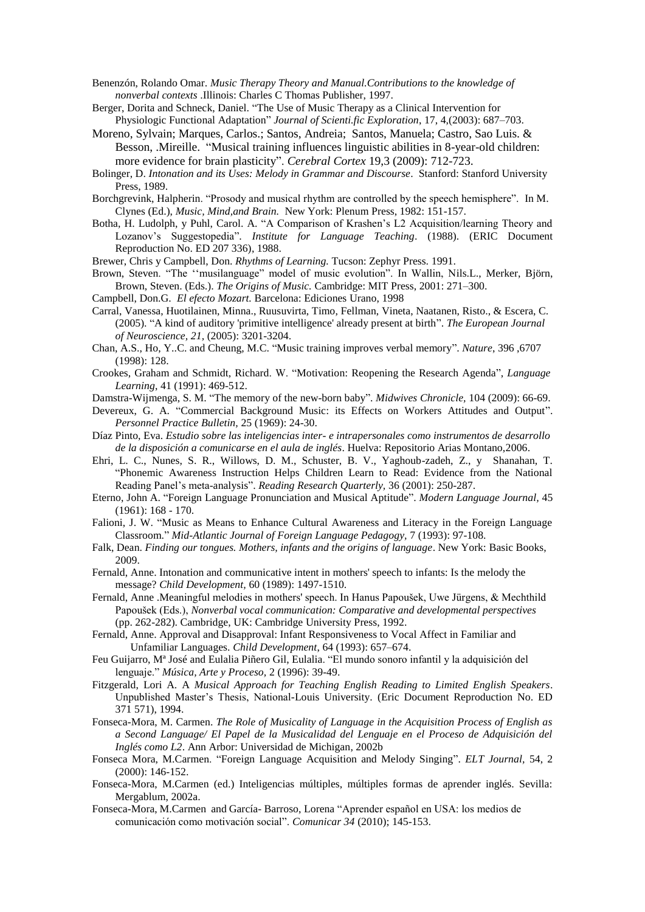Benenzón, Rolando Omar. *Music Therapy Theory and Manual.Contributions to the knowledge of nonverbal contexts* .Illinois: Charles C Thomas Publisher, 1997.

Berger, Dorita and Schneck, Daniel. "The Use of Music Therapy as a Clinical Intervention for Physiologic Functional Adaptation" *Journal of Scienti.fic Exploration*, 17, 4,(2003): 687–703.

Moreno, Sylvain; Marques, Carlos.; Santos, Andreia; Santos, Manuela; Castro, Sao Luis. & Besson, .Mireille. "Musical training influences linguistic abilities in 8-year-old children: more evidence for brain plasticity". *Cerebral Cortex* 19,3 (2009): 712-723.

Bolinger, D. *Intonation and its Uses: Melody in Grammar and Discourse*. Stanford: Stanford University Press, 1989.

Borchgrevink, Halpherin. "Prosody and musical rhythm are controlled by the speech hemisphere". In M. Clynes (Ed.), *Music, Mind,and Brain.* New York: Plenum Press, 1982: 151-157.

Botha, H. Ludolph, y Puhl, Carol. A. "A Comparison of Krashen's L2 Acquisition/learning Theory and Lozanov's Suggestopedia". *Institute for Language Teaching*. (1988). (ERIC Document Reproduction No. ED 207 336), 1988.

Brewer, Chris y Campbell, Don. *Rhythms of Learning.* Tucson: Zephyr Press. 1991.

Brown, Steven. "The ''musilanguage" model of music evolution". In Wallin, Nils.L., Merker, Björn, Brown, Steven. (Eds.). *The Origins of Music.* Cambridge: MIT Press, 2001: 271–300.

Campbell, Don.G. *El efecto Mozart.* Barcelona: Ediciones Urano, 1998

Carral, Vanessa, Huotilainen, Minna., Ruusuvirta, Timo, Fellman, Vineta, Naatanen, Risto., & Escera, C. (2005). "A kind of auditory 'primitive intelligence' already present at birth". *The European Journal of Neuroscience, 21,* (2005): 3201-3204.

Chan, A.S., Ho, Y..C. and Cheung, M.C. "Music training improves verbal memory". *Nature*, 396 ,6707 (1998): 128.

Crookes, Graham and Schmidt, Richard. W. "Motivation: Reopening the Research Agenda", *Language Learning*, 41 (1991): 469-512.

Damstra-Wijmenga, S. M. "The memory of the new-born baby". *Midwives Chronicle*, 104 (2009): 66-69.

Devereux, G. A. "Commercial Background Music: its Effects on Workers Attitudes and Output". *Personnel Practice Bulletin*, 25 (1969): 24-30.

Díaz Pinto, Eva. *Estudio sobre las inteligencias inter- e intrapersonales como instrumentos de desarrollo de la disposición a comunicarse en el aula de inglés*. Huelva: Repositorio Arias Montano,2006.

Ehri, L. C., Nunes, S. R., Willows, D. M., Schuster, B. V., Yaghoub-zadeh, Z., y Shanahan, T. "Phonemic Awareness Instruction Helps Children Learn to Read: Evidence from the National Reading Panel's meta-analysis". *Reading Research Quarterly*, 36 (2001): 250-287.

Eterno, John A. "Foreign Language Pronunciation and Musical Aptitude". *Modern Language Journal,* 45 (1961): 168 - 170.

Falioni, J. W. "Music as Means to Enhance Cultural Awareness and Literacy in the Foreign Language Classroom." *Mid-Atlantic Journal of Foreign Language Pedagogy*, 7 (1993): 97-108.

Falk, Dean. *Finding our tongues. Mothers, infants and the origins of language*. New York: Basic Books, 2009.

Fernald, Anne. Intonation and communicative intent in mothers' speech to infants: Is the melody the message? *Child Development*, 60 (1989): 1497-1510.

Fernald, Anne .Meaningful melodies in mothers' speech. In Hanus Papoušek, Uwe Jürgens, & Mechthild Papoušek (Eds.), *Nonverbal vocal communication: Comparative and developmental perspectives* (pp. 262-282). Cambridge, UK: Cambridge University Press, 1992.

Fernald, Anne. Approval and Disapproval: Infant Responsiveness to Vocal Affect in Familiar and Unfamiliar Languages. *Child Development*, 64 (1993): 657–674.

Feu Guijarro, Mª José and Eulalia Piñero Gil, Eulalia. "El mundo sonoro infantil y la adquisición del lenguaje." *Música, Arte y Proceso,* 2 (1996): 39-49.

Fitzgerald, Lori A. A *Musical Approach for Teaching English Reading to Limited English Speakers*. Unpublished Master's Thesis, National-Louis University. (Eric Document Reproduction No. ED 371 571), 1994.

Fonseca-Mora, M. Carmen. *The Role of Musicality of Language in the Acquisition Process of English as a Second Language/ El Papel de la Musicalidad del Lenguaje en el Proceso de Adquisición del Inglés como L2*. Ann Arbor: Universidad de Michigan, 2002b

Fonseca Mora, M.Carmen. "Foreign Language Acquisition and Melody Singing". *ELT Journal,* 54, 2 (2000): 146-152.

Fonseca-Mora, M.Carmen (ed.) Inteligencias múltiples, múltiples formas de aprender inglés. Sevilla: Mergablum, 2002a.

Fonseca-Mora, M.Carmen and García- Barroso, Lorena "Aprender español en USA: los medios de comunicación como motivación social". *Comunicar 34* (2010); 145-153.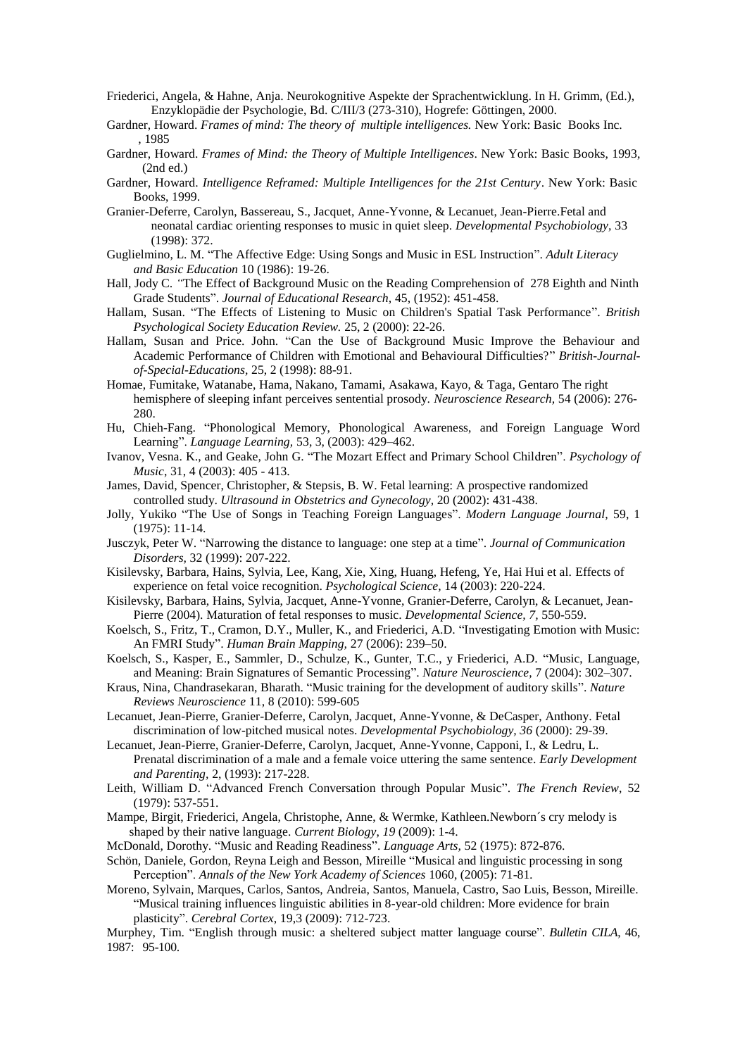Friederici, Angela, & Hahne, Anja. Neurokognitive Aspekte der Sprachentwicklung. In H. Grimm, (Ed.), Enzyklopädie der Psychologie, Bd. C/III/3 (273-310), Hogrefe: Göttingen, 2000.

Gardner, Howard. *Frames of mind: The theory of multiple intelligences.* New York: Basic Books Inc. , 1985

Gardner, Howard. *Frames of Mind: the Theory of Multiple Intelligences*. New York: Basic Books, 1993, (2nd ed.)

Gardner, Howard. *Intelligence Reframed: Multiple Intelligences for the 21st Century*. New York: Basic Books, 1999.

Granier-Deferre, Carolyn, Bassereau, S., Jacquet, Anne-Yvonne, & Lecanuet, Jean-Pierre.Fetal and neonatal cardiac orienting responses to music in quiet sleep. *Developmental Psychobiology*, 33 (1998): 372.

Guglielmino, L. M. "The Affective Edge: Using Songs and Music in ESL Instruction". *Adult Literacy and Basic Education* 10 (1986): 19-26.

Hall, Jody C. *"*The Effect of Background Music on the Reading Comprehension of 278 Eighth and Ninth Grade Students". *Journal of Educational Research,* 45, (1952): 451-458.

Hallam, Susan. "The Effects of Listening to Music on Children's Spatial Task Performance". *British Psychological Society Education Review.* 25, 2 (2000): 22-26.

Hallam, Susan and Price. John. "Can the Use of Background Music Improve the Behaviour and Academic Performance of Children with Emotional and Behavioural Difficulties?" *British-Journal-of-Special-Educations*, 25, 2 (1998): 88-91.

Homae, Fumitake, Watanabe, Hama, Nakano, Tamami, Asakawa, Kayo, & Taga, Gentaro The right hemisphere of sleeping infant perceives sentential prosody. *Neuroscience Research*, 54 (2006): 276-280.

Hu, Chieh-Fang. "Phonological Memory, Phonological Awareness, and Foreign Language Word Learning". *Language Learning,* 53, 3, (2003): 429–462.

Ivanov, Vesna. K., and Geake, John G. "The Mozart Effect and Primary School Children". *Psychology of Music*, 31, 4 (2003): 405 - 413.

James, David, Spencer, Christopher, & Stepsis, B. W. Fetal learning: A prospective randomized controlled study. *Ultrasound in Obstetrics and Gynecology,* 20 (2002): 431-438.

Jolly, Yukiko "The Use of Songs in Teaching Foreign Languages". *Modern Language Journal*, 59, 1 (1975): 11-14.

Jusczyk, Peter W. "Narrowing the distance to language: one step at a time". *Journal of Communication Disorders*, 32 (1999): 207-222.

Kisilevsky, Barbara, Hains, Sylvia, Lee, Kang, Xie, Xing, Huang, Hefeng, Ye, Hai Hui et al. Effects of experience on fetal voice recognition. *Psychological Science,* 14 (2003): 220-224.

Kisilevsky, Barbara, Hains, Sylvia, Jacquet, Anne-Yvonne, Granier-Deferre, Carolyn, & Lecanuet, Jean-Pierre (2004). Maturation of fetal responses to music. *Developmental Science, 7,* 550-559.

Koelsch, S., Fritz, T., Cramon, D.Y., Muller, K., and Friederici, A.D. "Investigating Emotion with Music: An FMRI Study". *Human Brain Mapping,* 27 (2006): 239–50.

Koelsch, S., Kasper, E., Sammler, D., Schulze, K., Gunter, T.C., y Friederici, A.D. "Music, Language, and Meaning: Brain Signatures of Semantic Processing". *Nature Neuroscience,* 7 (2004): 302–307.

Kraus, Nina, Chandrasekaran, Bharath. "Music training for the development of auditory skills". *Nature Reviews Neuroscience* 11, 8 (2010): 599-605

Lecanuet, Jean-Pierre, Granier-Deferre, Carolyn, Jacquet, Anne-Yvonne, & DeCasper, Anthony. Fetal discrimination of low-pitched musical notes. *Developmental Psychobiology, 36* (2000): 29-39.

Lecanuet, Jean-Pierre, Granier-Deferre, Carolyn, Jacquet, Anne-Yvonne, Capponi, I., & Ledru, L. Prenatal discrimination of a male and a female voice uttering the same sentence. *Early Development and Parenting*, 2, (1993): 217-228.

Leith, William D. "Advanced French Conversation through Popular Music". *The French Review*, 52 (1979): 537-551.

Mampe, Birgit, Friederici, Angela, Christophe, Anne, & Wermke, Kathleen.Newborn´s cry melody is shaped by their native language. *Current Biology*, *19* (2009): 1-4.

McDonald, Dorothy. "Music and Reading Readiness". *Language Arts,* 52 (1975): 872-876.

Schön, Daniele, Gordon, Reyna Leigh and Besson, Mireille "Musical and linguistic processing in song Perception". *Annals of the New York Academy of Sciences* 1060, (2005): 71-81.

Moreno, Sylvain, Marques, Carlos, Santos, Andreia, Santos, Manuela, Castro, Sao Luis, Besson, Mireille. "Musical training influences linguistic abilities in 8-year-old children: More evidence for brain plasticity". *Cerebral Cortex*, 19,3 (2009): 712-723.

Murphey, Tim. "English through music: a sheltered subject matter language course". *Bulletin CILA*, 46, 1987: 95-100.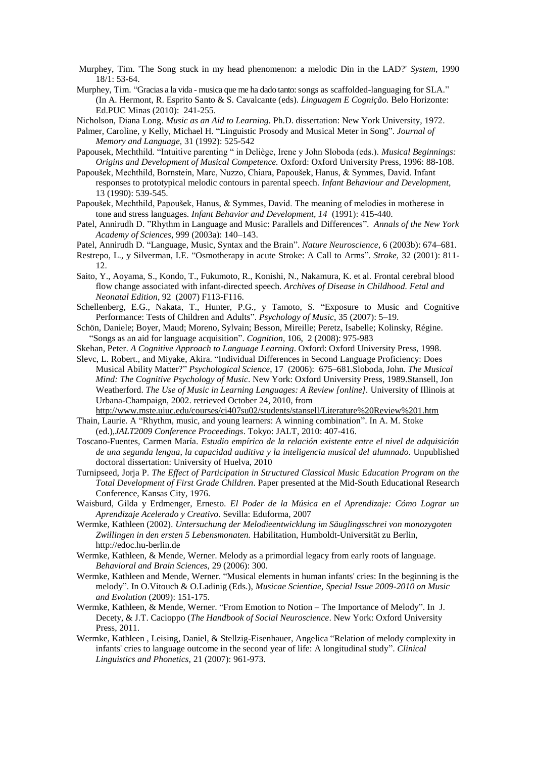Murphey, Tim. 'The Song stuck in my head phenomenon: a melodic Din in the LAD?' *System*, 1990 18/1: 53-64.

Murphey, Tim. "Gracias a la vida - musica que me ha dado tanto: songs as scaffolded-languaging for SLA." (In A. Hermont, R. Esprito Santo & S. Cavalcante (eds). *Linguagem E Cognição.* Belo Horizonte: Ed.PUC Minas (2010): 241-255.

Nicholson, Diana Long. *Music as an Aid to Learning.* Ph.D. dissertation: New York University, 1972.

Palmer, Caroline, y Kelly, Michael H. "Linguistic Prosody and Musical Meter in Song". *Journal of Memory and Language,* 31 (1992): 525-542

Papousek, Mechthild. "Intuitive parenting " in Deliège, Irene y John Sloboda (eds.). *Musical Beginnings: Origins and Development of Musical Competence.* Oxford: Oxford University Press, 1996: 88-108.

Papoušek, Mechthild, Bornstein, Marc, Nuzzo, Chiara, Papoušek, Hanus, & Symmes, David. Infant responses to prototypical melodic contours in parental speech. *Infant Behaviour and Development,* 13 (1990): 539-545.

Papoušek, Mechthild, Papoušek, Hanus, & Symmes, David. The meaning of melodies in motherese in tone and stress languages. *Infant Behavior and Development, 14* (1991): 415-440.

Patel, Annirudh D. "Rhythm in Language and Music: Parallels and Differences". *Annals of the New York Academy of Sciences*, 999 (2003a): 140–143.

Patel, Annirudh D. "Language, Music, Syntax and the Brain". *Nature Neuroscience,* 6 (2003b): 674–681.

Restrepo, L., y Silverman, I.E. "Osmotherapy in acute Stroke: A Call to Arms". *Stroke,* 32 (2001): 811-12.

Saito, Y., Aoyama, S., Kondo, T., Fukumoto, R., Konishi, N., Nakamura, K. et al. Frontal cerebral blood flow change associated with infant-directed speech. *Archives of Disease in Childhood. Fetal and Neonatal Edition*, 92 (2007) F113-F116.

Schellenberg, E.G., Nakata, T., Hunter, P.G., y Tamoto, S. "Exposure to Music and Cognitive Performance: Tests of Children and Adults". *Psychology of Music*, 35 (2007): 5–19.

Schön, Daniele; Boyer, Maud; Moreno, Sylvain; Besson, Mireille; Peretz, Isabelle; Kolinsky, Régine. "Songs as an aid for language acquisition". *Cognition*, 106, 2 (2008): 975-983

Skehan, Peter. *A Cognitive Approach to Language Learning*. Oxford: Oxford University Press, 1998.

Slevc, L. Robert., and Miyake, Akira. "Individual Differences in Second Language Proficiency: Does Musical Ability Matter?" *Psychological Science*, 17 (2006): 675–681.Sloboda, John. *The Musical Mind: The Cognitive Psychology of Music*. New York: Oxford University Press, 1989.Stansell, Jon Weatherford. *The Use of Music in Learning Languages: A Review [online]*. University of Illinois at Urbana-Champaign, 2002. retrieved October 24, 2010, from http://www.mste.uiuc.edu/courses/ci407su02/students/stansell/Literature%20Review%201.htm

Thain, Laurie. A "Rhythm, music, and young learners: A winning combination". In A. M. Stoke (ed.),*JALT2009 Conference Proceedings*. Tokyo: JALT, 2010: 407-416.

Toscano-Fuentes, Carmen María. *Estudio empírico de la relación existente entre el nivel de adquisición de una segunda lengua, la capacidad auditiva y la inteligencia musical del alumnado.* Unpublished doctoral dissertation: University of Huelva, 2010

Turnipseed, Jorja P. *The Effect of Participation in Structured Classical Music Education Program on the Total Development of First Grade Children*. Paper presented at the Mid-South Educational Research Conference, Kansas City, 1976.

Waisburd, Gilda y Erdmenger, Ernesto. *El Poder de la Música en el Aprendizaje: Cómo Lograr un Aprendizaje Acelerado y Creativo*. Sevilla: Eduforma, 2007

Wermke, Kathleen (2002). *Untersuchung der Melodieentwicklung im Säuglingsschrei von monozygoten Zwillingen in den ersten 5 Lebensmonaten.* Habilitation, Humboldt-Universität zu Berlin, http://edoc.hu-berlin.de

Wermke, Kathleen, & Mende, Werner. Melody as a primordial legacy from early roots of language. *Behavioral and Brain Sciences,* 29 (2006): 300.

Wermke, Kathleen and Mende, Werner. "Musical elements in human infants' cries: In the beginning is the melody". In O.Vitouch & O.Ladinig (Eds.), *Musicae Scientiae, Special Issue 2009-2010 on Music and Evolution* (2009): 151-175.

Wermke, Kathleen, & Mende, Werner. "From Emotion to Notion – The Importance of Melody". In J. Decety, & J.T. Cacioppo (*The Handbook of Social Neuroscience*. New York: Oxford University Press, 2011.

Wermke, Kathleen , Leising, Daniel, & Stellzig-Eisenhauer, Angelica "Relation of melody complexity in infants' cries to language outcome in the second year of life: A longitudinal study". *Clinical Linguistics and Phonetics,* 21 (2007): 961-973.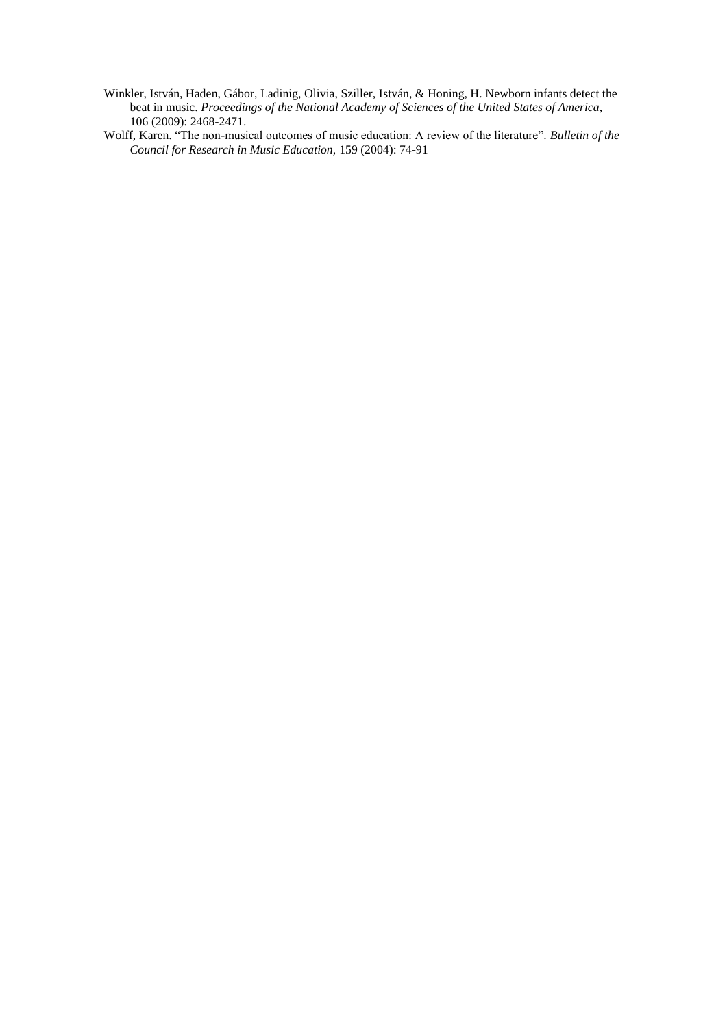Winkler, István, Haden, Gábor, Ladinig, Olivia, Sziller, István, & Honing, H. Newborn infants detect the beat in music. *Proceedings of the National Academy of Sciences of the United States of America,* 106 (2009): 2468-2471.

Wolff, Karen. "The non-musical outcomes of music education: A review of the literature". *Bulletin of the Council for Research in Music Education,* 159 (2004): 74-91